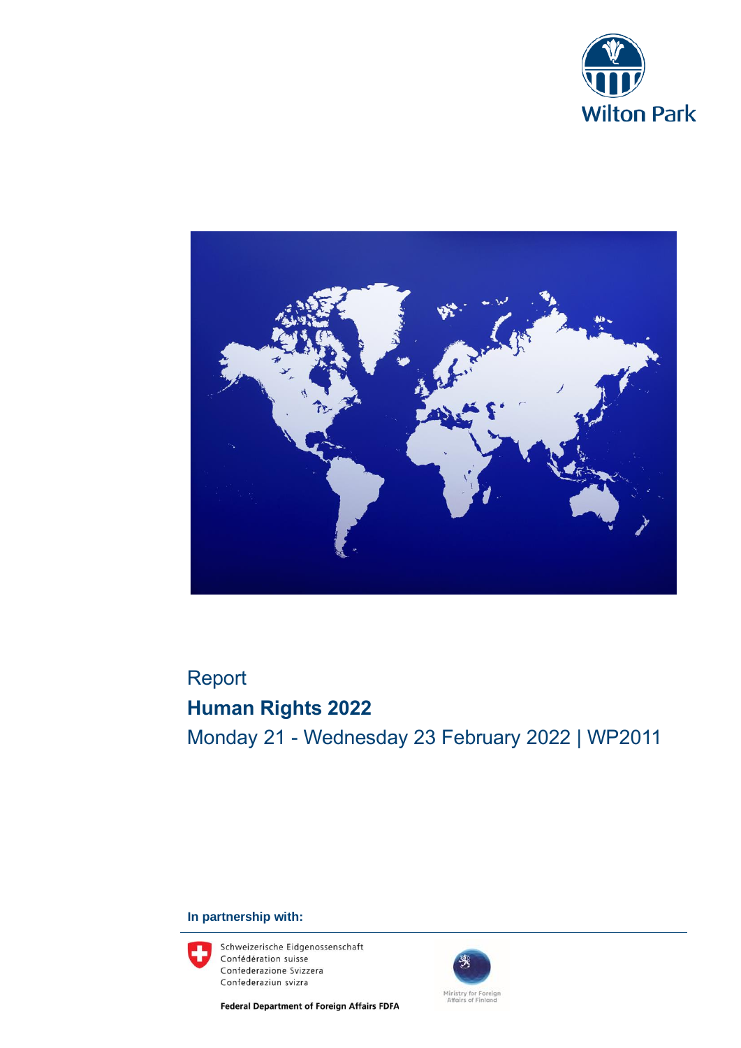Wilton Park

Report

# Human Rights 2022

Monday 21 - Wednesday 23 February 2022 | WP2011

**In partnership with:**

Schweizerische Eidgenossenschaft
Confédération suisse
Confederazione Svizzera
Confederaziun svizra

**Federal Department of Foreign Affairs FDFA**

Ministry for Foreign Affairs of Finland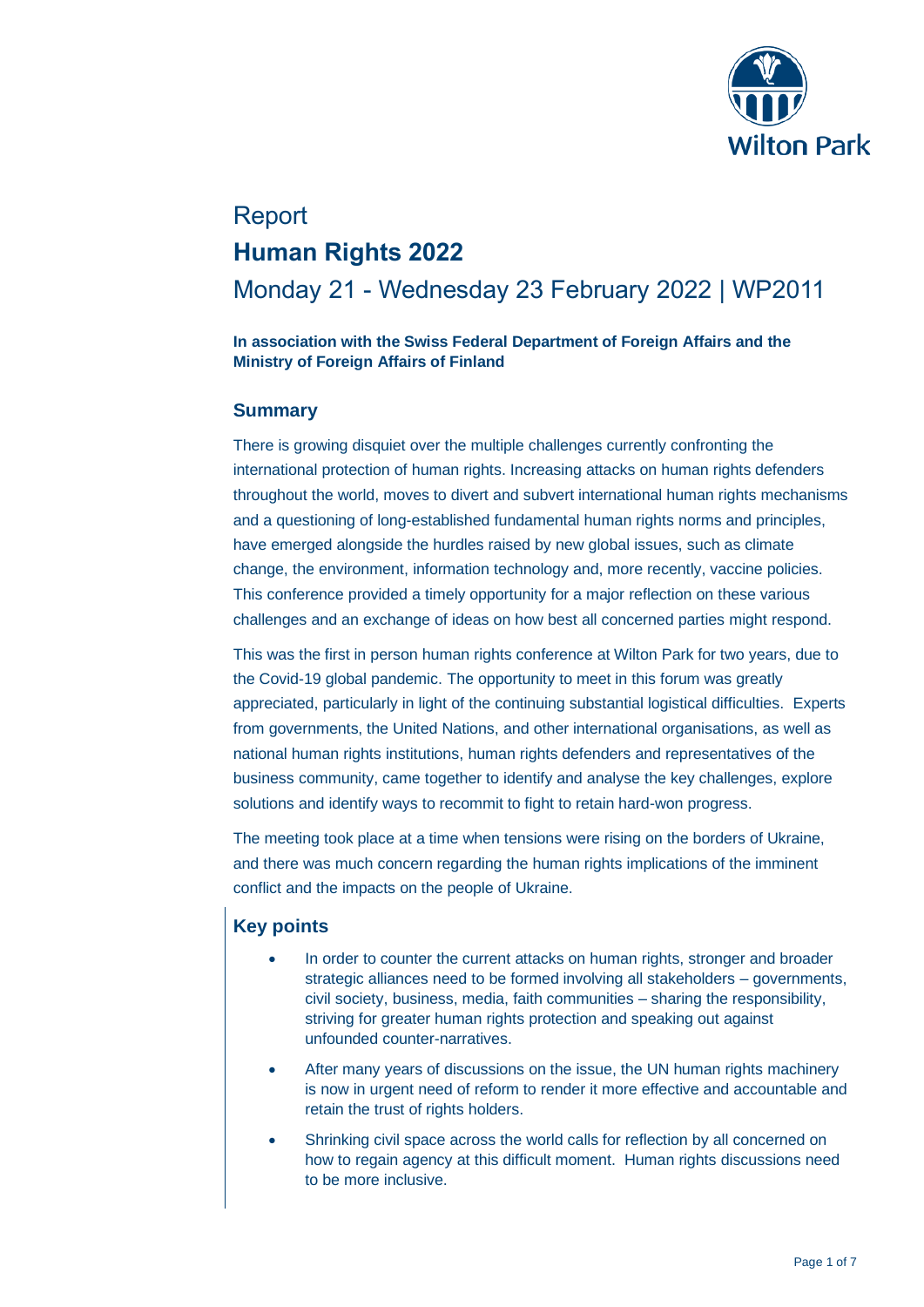# Report

# Human Rights 2022

## Monday 21 - Wednesday 23 February 2022 | WP2011

**In association with the Swiss Federal Department of Foreign Affairs and the Ministry of Foreign Affairs of Finland**

### Summary

There is growing disquiet over the multiple challenges currently confronting the international protection of human rights. Increasing attacks on human rights defenders throughout the world, moves to divert and subvert international human rights mechanisms and a questioning of long-established fundamental human rights norms and principles, have emerged alongside the hurdles raised by new global issues, such as climate change, the environment, information technology and, more recently, vaccine policies. This conference provided a timely opportunity for a major reflection on these various challenges and an exchange of ideas on how best all concerned parties might respond.

This was the first in person human rights conference at Wilton Park for two years, due to the Covid-19 global pandemic. The opportunity to meet in this forum was greatly appreciated, particularly in light of the continuing substantial logistical difficulties. Experts from governments, the United Nations, and other international organisations, as well as national human rights institutions, human rights defenders and representatives of the business community, came together to identify and analyse the key challenges, explore solutions and identify ways to recommit to fight to retain hard-won progress.

The meeting took place at a time when tensions were rising on the borders of Ukraine, and there was much concern regarding the human rights implications of the imminent conflict and the impacts on the people of Ukraine.

### Key points

- In order to counter the current attacks on human rights, stronger and broader strategic alliances need to be formed involving all stakeholders – governments, civil society, business, media, faith communities – sharing the responsibility, striving for greater human rights protection and speaking out against unfounded counter-narratives.
- After many years of discussions on the issue, the UN human rights machinery is now in urgent need of reform to render it more effective and accountable and retain the trust of rights holders.
- Shrinking civil space across the world calls for reflection by all concerned on how to regain agency at this difficult moment. Human rights discussions need to be more inclusive.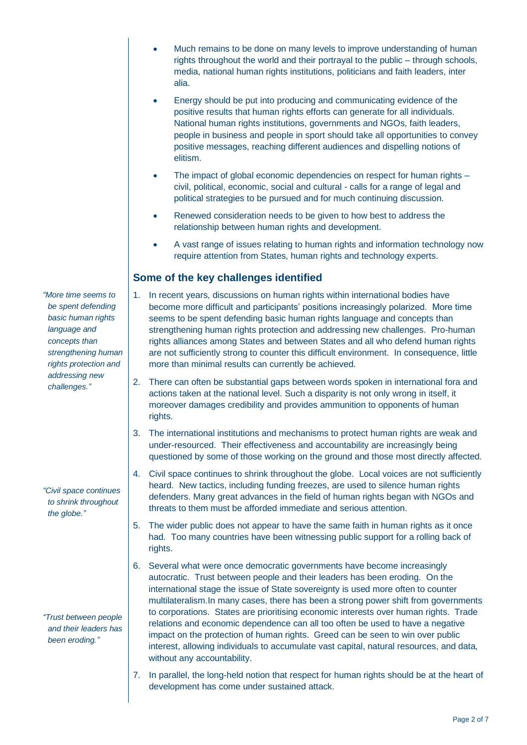- Much remains to be done on many levels to improve understanding of human rights throughout the world and their portrayal to the public – through schools, media, national human rights institutions, politicians and faith leaders, inter alia.
- Energy should be put into producing and communicating evidence of the positive results that human rights efforts can generate for all individuals. National human rights institutions, governments and NGOs, faith leaders, people in business and people in sport should take all opportunities to convey positive messages, reaching different audiences and dispelling notions of elitism.
- The impact of global economic dependencies on respect for human rights – civil, political, economic, social and cultural - calls for a range of legal and political strategies to be pursued and for much continuing discussion.
- Renewed consideration needs to be given to how best to address the relationship between human rights and development.
- A vast range of issues relating to human rights and information technology now require attention from States, human rights and technology experts.

## Some of the key challenges identified

*"More time seems to be spent defending basic human rights language and concepts than strengthening human rights protection and addressing new challenges."*

1. In recent years, discussions on human rights within international bodies have become more difficult and participants' positions increasingly polarized. More time seems to be spent defending basic human rights language and concepts than strengthening human rights protection and addressing new challenges. Pro-human rights alliances among States and between States and all who defend human rights are not sufficiently strong to counter this difficult environment. In consequence, little more than minimal results can currently be achieved.
2. There can often be substantial gaps between words spoken in international fora and actions taken at the national level. Such a disparity is not only wrong in itself, it moreover damages credibility and provides ammunition to opponents of human rights.
3. The international institutions and mechanisms to protect human rights are weak and under-resourced. Their effectiveness and accountability are increasingly being questioned by some of those working on the ground and those most directly affected.
4. Civil space continues to shrink throughout the globe. Local voices are not sufficiently heard. New tactics, including funding freezes, are used to silence human rights defenders. Many great advances in the field of human rights began with NGOs and threats to them must be afforded immediate and serious attention.

*"Civil space continues to shrink throughout the globe."*

5. The wider public does not appear to have the same faith in human rights as it once had. Too many countries have been witnessing public support for a rolling back of rights.
6. Several what were once democratic governments have become increasingly autocratic. Trust between people and their leaders has been eroding. On the international stage the issue of State sovereignty is used more often to counter multilateralism.In many cases, there has been a strong power shift from governments to corporations. States are prioritising economic interests over human rights. Trade relations and economic dependence can all too often be used to have a negative impact on the protection of human rights. Greed can be seen to win over public interest, allowing individuals to accumulate vast capital, natural resources, and data, without any accountability.

*"Trust between people and their leaders has been eroding."*

7. In parallel, the long-held notion that respect for human rights should be at the heart of development has come under sustained attack.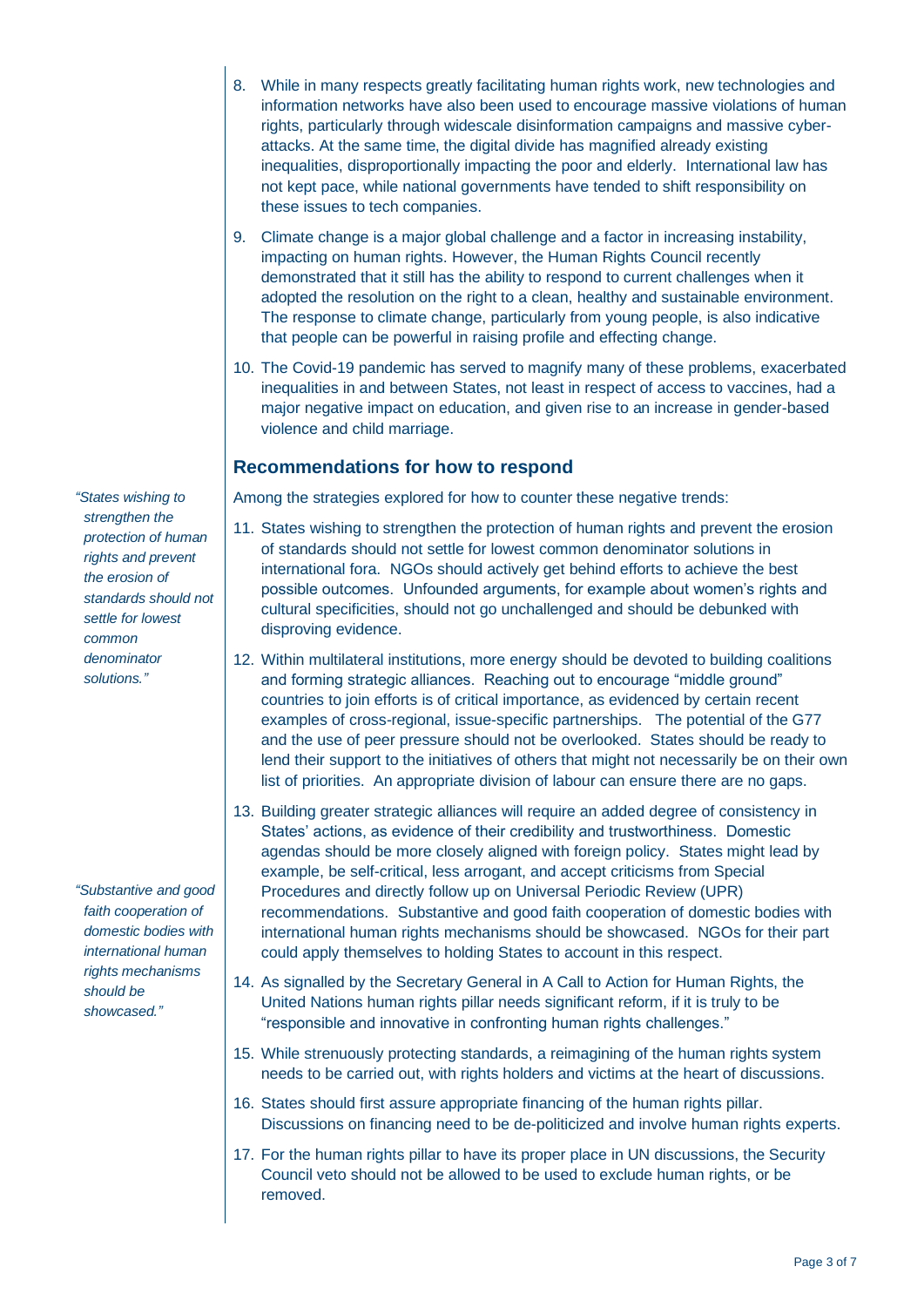8. While in many respects greatly facilitating human rights work, new technologies and information networks have also been used to encourage massive violations of human rights, particularly through widescale disinformation campaigns and massive cyber-attacks. At the same time, the digital divide has magnified already existing inequalities, disproportionally impacting the poor and elderly. International law has not kept pace, while national governments have tended to shift responsibility on these issues to tech companies.

9. Climate change is a major global challenge and a factor in increasing instability, impacting on human rights. However, the Human Rights Council recently demonstrated that it still has the ability to respond to current challenges when it adopted the resolution on the right to a clean, healthy and sustainable environment. The response to climate change, particularly from young people, is also indicative that people can be powerful in raising profile and effecting change.

10. The Covid-19 pandemic has served to magnify many of these problems, exacerbated inequalities in and between States, not least in respect of access to vaccines, had a major negative impact on education, and given rise to an increase in gender-based violence and child marriage.

## Recommendations for how to respond

*"States wishing to strengthen the protection of human rights and prevent the erosion of standards should not settle for lowest common denominator solutions."*

Among the strategies explored for how to counter these negative trends:

11. States wishing to strengthen the protection of human rights and prevent the erosion of standards should not settle for lowest common denominator solutions in international fora. NGOs should actively get behind efforts to achieve the best possible outcomes. Unfounded arguments, for example about women's rights and cultural specificities, should not go unchallenged and should be debunked with disproving evidence.

12. Within multilateral institutions, more energy should be devoted to building coalitions and forming strategic alliances. Reaching out to encourage "middle ground" countries to join efforts is of critical importance, as evidenced by certain recent examples of cross-regional, issue-specific partnerships. The potential of the G77 and the use of peer pressure should not be overlooked. States should be ready to lend their support to the initiatives of others that might not necessarily be on their own list of priorities. An appropriate division of labour can ensure there are no gaps.

*"Substantive and good faith cooperation of domestic bodies with international human rights mechanisms should be showcased."*

13. Building greater strategic alliances will require an added degree of consistency in States' actions, as evidence of their credibility and trustworthiness. Domestic agendas should be more closely aligned with foreign policy. States might lead by example, be self-critical, less arrogant, and accept criticisms from Special Procedures and directly follow up on Universal Periodic Review (UPR) recommendations. Substantive and good faith cooperation of domestic bodies with international human rights mechanisms should be showcased. NGOs for their part could apply themselves to holding States to account in this respect.

14. As signalled by the Secretary General in A Call to Action for Human Rights, the United Nations human rights pillar needs significant reform, if it is truly to be "responsible and innovative in confronting human rights challenges."

15. While strenuously protecting standards, a reimagining of the human rights system needs to be carried out, with rights holders and victims at the heart of discussions.

16. States should first assure appropriate financing of the human rights pillar. Discussions on financing need to be de-politicized and involve human rights experts.

17. For the human rights pillar to have its proper place in UN discussions, the Security Council veto should not be allowed to be used to exclude human rights, or be removed.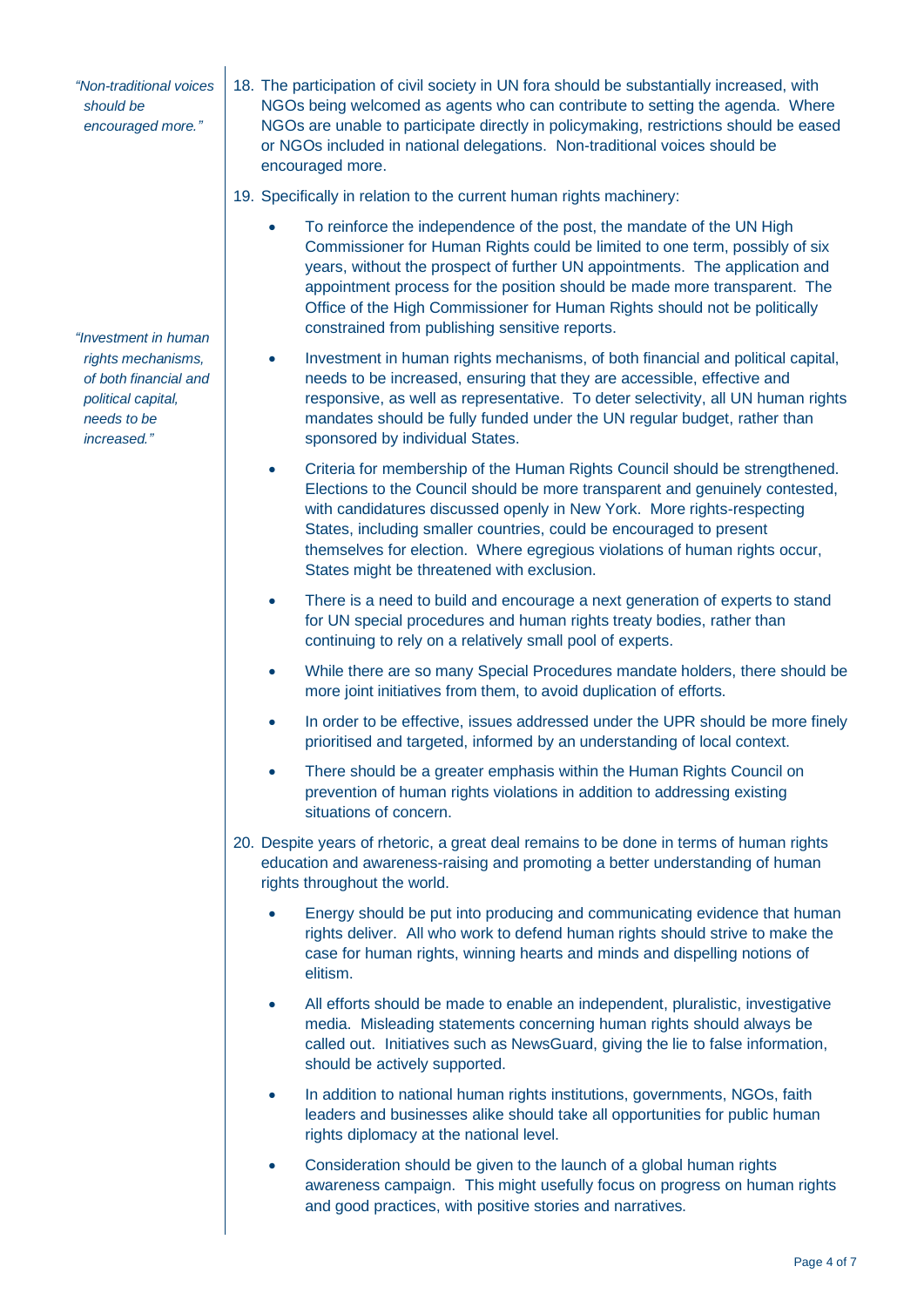*"Non-traditional voices should be encouraged more."*

18. The participation of civil society in UN fora should be substantially increased, with NGOs being welcomed as agents who can contribute to setting the agenda. Where NGOs are unable to participate directly in policymaking, restrictions should be eased or NGOs included in national delegations. Non-traditional voices should be encouraged more.

19. Specifically in relation to the current human rights machinery:

    - To reinforce the independence of the post, the mandate of the UN High Commissioner for Human Rights could be limited to one term, possibly of six years, without the prospect of further UN appointments. The application and appointment process for the position should be made more transparent. The Office of the High Commissioner for Human Rights should not be politically constrained from publishing sensitive reports.

*"Investment in human rights mechanisms, of both financial and political capital, needs to be increased."*

    - Investment in human rights mechanisms, of both financial and political capital, needs to be increased, ensuring that they are accessible, effective and responsive, as well as representative. To deter selectivity, all UN human rights mandates should be fully funded under the UN regular budget, rather than sponsored by individual States.
    - Criteria for membership of the Human Rights Council should be strengthened. Elections to the Council should be more transparent and genuinely contested, with candidatures discussed openly in New York. More rights-respecting States, including smaller countries, could be encouraged to present themselves for election. Where egregious violations of human rights occur, States might be threatened with exclusion.
    - There is a need to build and encourage a next generation of experts to stand for UN special procedures and human rights treaty bodies, rather than continuing to rely on a relatively small pool of experts.
    - While there are so many Special Procedures mandate holders, there should be more joint initiatives from them, to avoid duplication of efforts.
    - In order to be effective, issues addressed under the UPR should be more finely prioritised and targeted, informed by an understanding of local context.
    - There should be a greater emphasis within the Human Rights Council on prevention of human rights violations in addition to addressing existing situations of concern.

20. Despite years of rhetoric, a great deal remains to be done in terms of human rights education and awareness-raising and promoting a better understanding of human rights throughout the world.

    - Energy should be put into producing and communicating evidence that human rights deliver. All who work to defend human rights should strive to make the case for human rights, winning hearts and minds and dispelling notions of elitism.
    - All efforts should be made to enable an independent, pluralistic, investigative media. Misleading statements concerning human rights should always be called out. Initiatives such as NewsGuard, giving the lie to false information, should be actively supported.
    - In addition to national human rights institutions, governments, NGOs, faith leaders and businesses alike should take all opportunities for public human rights diplomacy at the national level.
    - Consideration should be given to the launch of a global human rights awareness campaign. This might usefully focus on progress on human rights and good practices, with positive stories and narratives.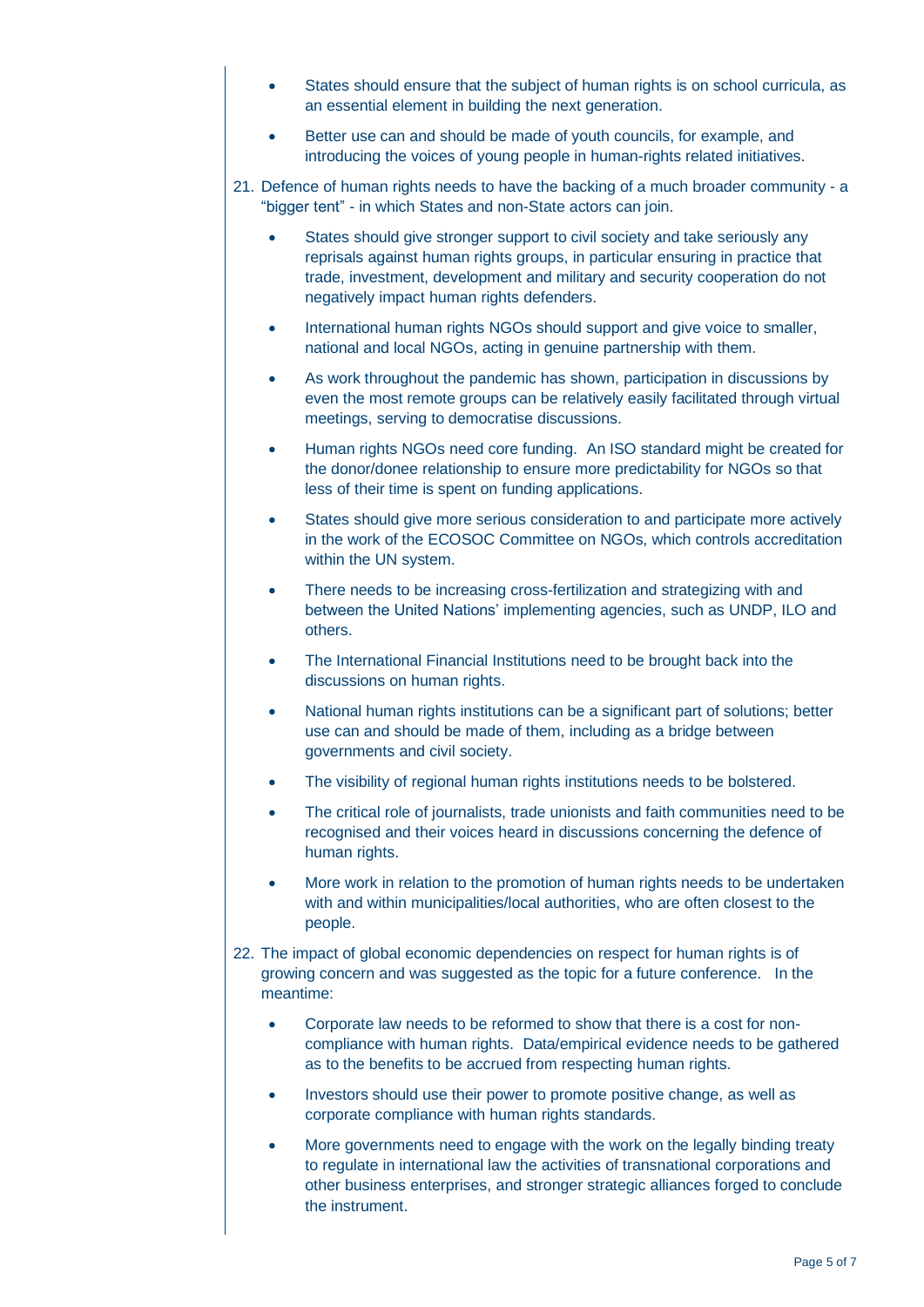- States should ensure that the subject of human rights is on school curricula, as an essential element in building the next generation.

- Better use can and should be made of youth councils, for example, and introducing the voices of young people in human-rights related initiatives.

21. Defence of human rights needs to have the backing of a much broader community - a "bigger tent" - in which States and non-State actors can join.

    - States should give stronger support to civil society and take seriously any reprisals against human rights groups, in particular ensuring in practice that trade, investment, development and military and security cooperation do not negatively impact human rights defenders.

    - International human rights NGOs should support and give voice to smaller, national and local NGOs, acting in genuine partnership with them.

    - As work throughout the pandemic has shown, participation in discussions by even the most remote groups can be relatively easily facilitated through virtual meetings, serving to democratise discussions.

    - Human rights NGOs need core funding. An ISO standard might be created for the donor/donee relationship to ensure more predictability for NGOs so that less of their time is spent on funding applications.

    - States should give more serious consideration to and participate more actively in the work of the ECOSOC Committee on NGOs, which controls accreditation within the UN system.

    - There needs to be increasing cross-fertilization and strategizing with and between the United Nations' implementing agencies, such as UNDP, ILO and others.

    - The International Financial Institutions need to be brought back into the discussions on human rights.

    - National human rights institutions can be a significant part of solutions; better use can and should be made of them, including as a bridge between governments and civil society.

    - The visibility of regional human rights institutions needs to be bolstered.

    - The critical role of journalists, trade unionists and faith communities need to be recognised and their voices heard in discussions concerning the defence of human rights.

    - More work in relation to the promotion of human rights needs to be undertaken with and within municipalities/local authorities, who are often closest to the people.

22. The impact of global economic dependencies on respect for human rights is of growing concern and was suggested as the topic for a future conference. In the meantime:

    - Corporate law needs to be reformed to show that there is a cost for non-compliance with human rights. Data/empirical evidence needs to be gathered as to the benefits to be accrued from respecting human rights.

    - Investors should use their power to promote positive change, as well as corporate compliance with human rights standards.

    - More governments need to engage with the work on the legally binding treaty to regulate in international law the activities of transnational corporations and other business enterprises, and stronger strategic alliances forged to conclude the instrument.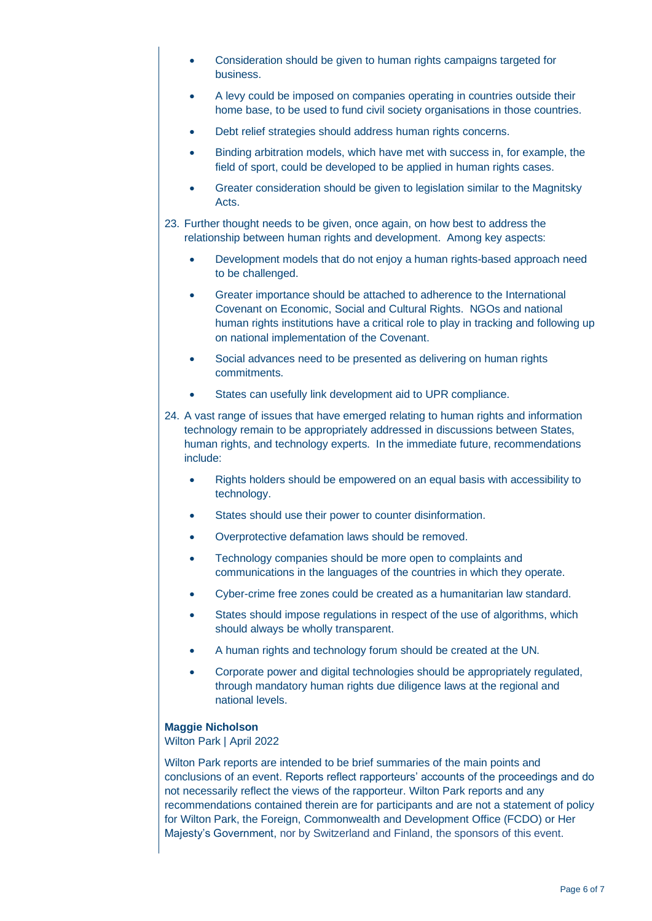- Consideration should be given to human rights campaigns targeted for business.
- A levy could be imposed on companies operating in countries outside their home base, to be used to fund civil society organisations in those countries.
- Debt relief strategies should address human rights concerns.
- Binding arbitration models, which have met with success in, for example, the field of sport, could be developed to be applied in human rights cases.
- Greater consideration should be given to legislation similar to the Magnitsky Acts.

23. Further thought needs to be given, once again, on how best to address the relationship between human rights and development. Among key aspects:

    - Development models that do not enjoy a human rights-based approach need to be challenged.
    - Greater importance should be attached to adherence to the International Covenant on Economic, Social and Cultural Rights. NGOs and national human rights institutions have a critical role to play in tracking and following up on national implementation of the Covenant.
    - Social advances need to be presented as delivering on human rights commitments.
    - States can usefully link development aid to UPR compliance.

24. A vast range of issues that have emerged relating to human rights and information technology remain to be appropriately addressed in discussions between States, human rights, and technology experts. In the immediate future, recommendations include:

    - Rights holders should be empowered on an equal basis with accessibility to technology.
    - States should use their power to counter disinformation.
    - Overprotective defamation laws should be removed.
    - Technology companies should be more open to complaints and communications in the languages of the countries in which they operate.
    - Cyber-crime free zones could be created as a humanitarian law standard.
    - States should impose regulations in respect of the use of algorithms, which should always be wholly transparent.
    - A human rights and technology forum should be created at the UN.
    - Corporate power and digital technologies should be appropriately regulated, through mandatory human rights due diligence laws at the regional and national levels.

**Maggie Nicholson**
Wilton Park | April 2022

Wilton Park reports are intended to be brief summaries of the main points and conclusions of an event. Reports reflect rapporteurs' accounts of the proceedings and do not necessarily reflect the views of the rapporteur. Wilton Park reports and any recommendations contained therein are for participants and are not a statement of policy for Wilton Park, the Foreign, Commonwealth and Development Office (FCDO) or Her Majesty's Government, nor by Switzerland and Finland, the sponsors of this event.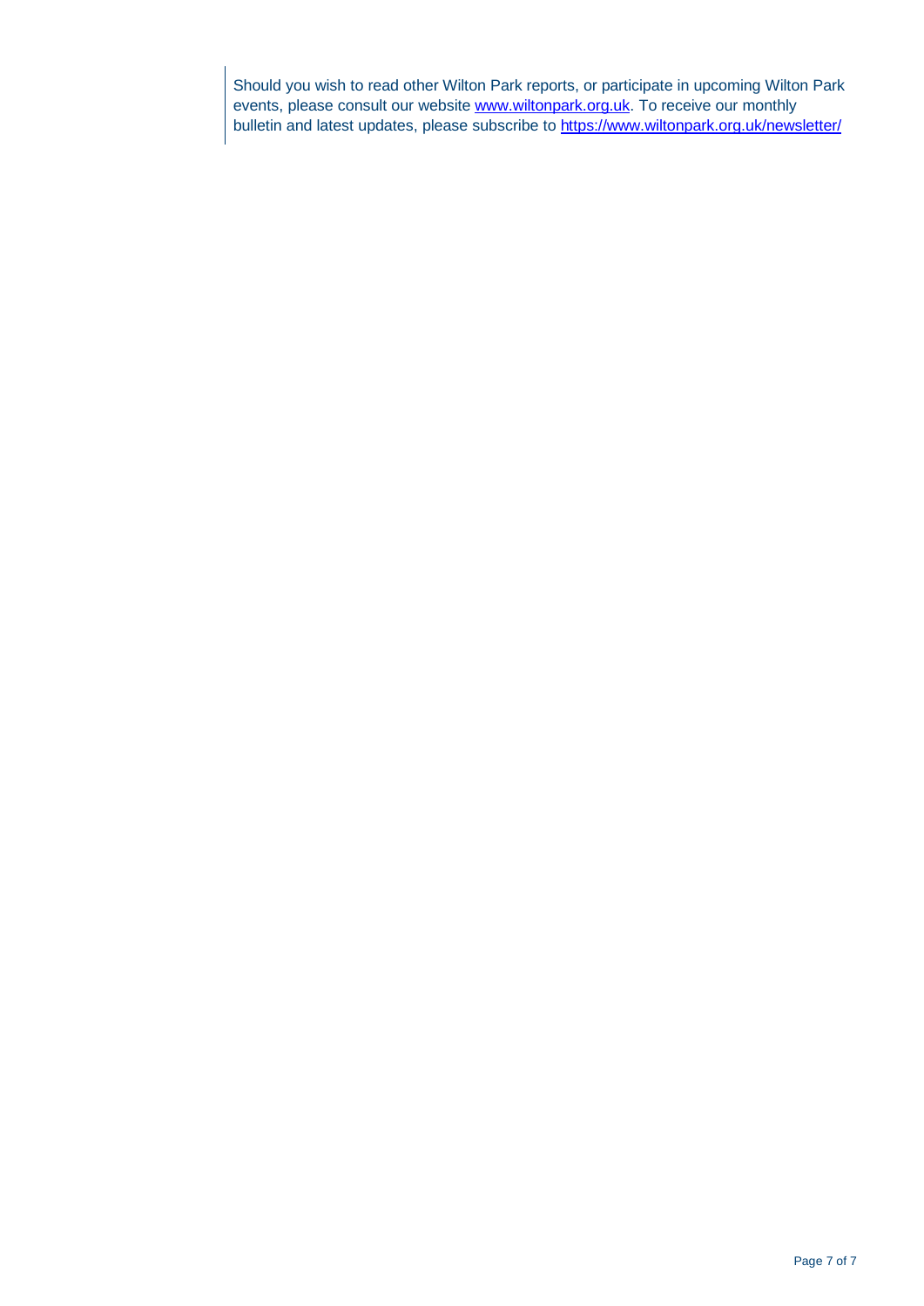Should you wish to read other Wilton Park reports, or participate in upcoming Wilton Park events, please consult our website [www.wiltonpark.org.uk](http://www.wiltonpark.org.uk). To receive our monthly bulletin and latest updates, please subscribe to [https://www.wiltonpark.org.uk/newsletter/](https://www.wiltonpark.org.uk/newsletter/)